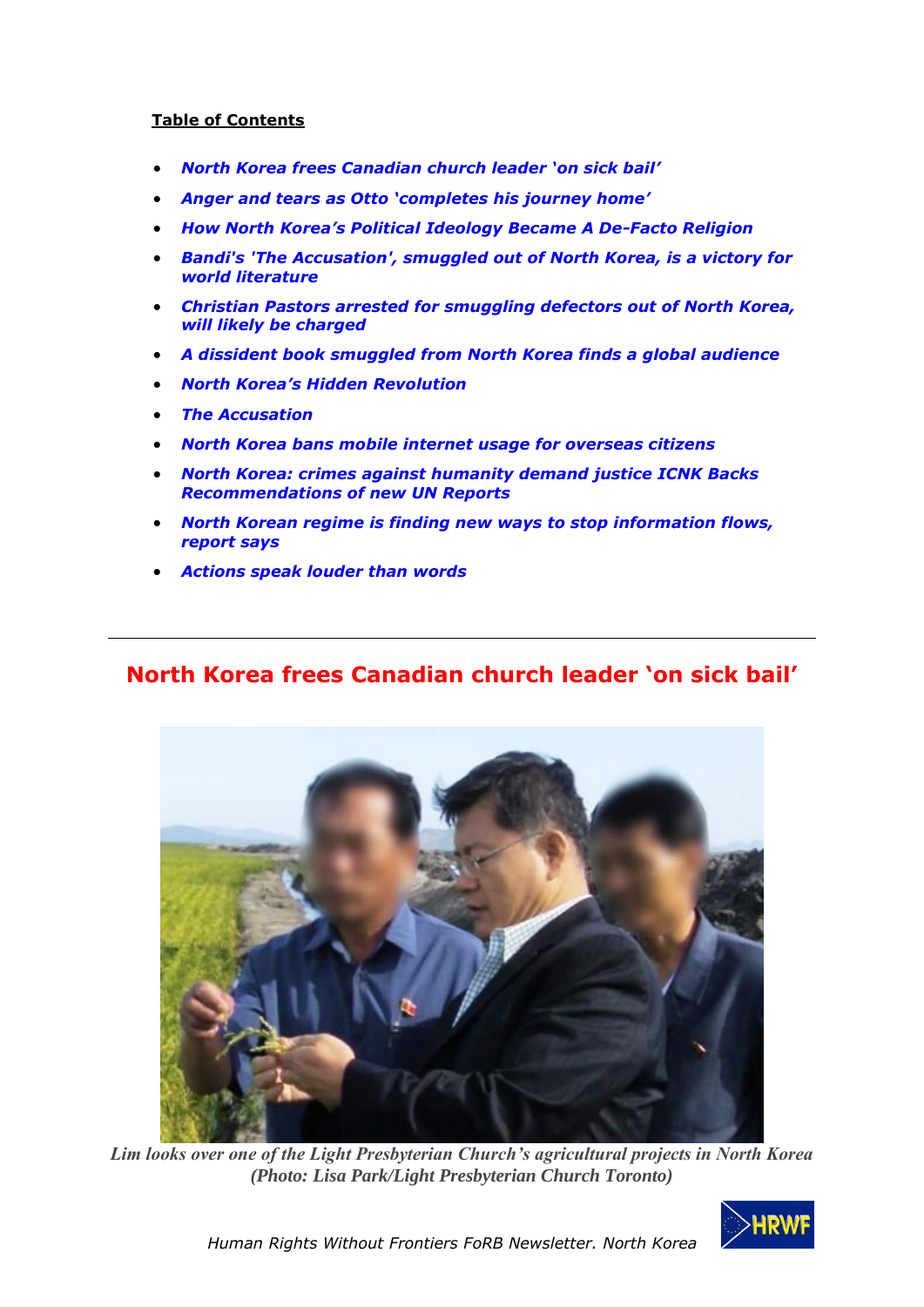**Table of Contents**

- *North Korea frees Canadian church leader 'on sick bail'*
- *Anger and tears as Otto 'completes his journey home'*
- *How North Korea's Political Ideology Became A De-Facto Religion*
- *Bandi's 'The Accusation', smuggled out of North Korea, is a victory for world literature*
- *Christian Pastors arrested for smuggling defectors out of North Korea, will likely be charged*
- *A dissident book smuggled from North Korea finds a global audience*
- *North Korea's Hidden Revolution*
- *The Accusation*
- *North Korea bans mobile internet usage for overseas citizens*
- *North Korea: crimes against humanity demand justice ICNK Backs Recommendations of new UN Reports*
- *North Korean regime is finding new ways to stop information flows, report says*
- *Actions speak louder than words*

---

## North Korea frees Canadian church leader 'on sick bail'

*Lim looks over one of the Light Presbyterian Church's agricultural projects in North Korea (Photo: Lisa Park/Light Presbyterian Church Toronto)*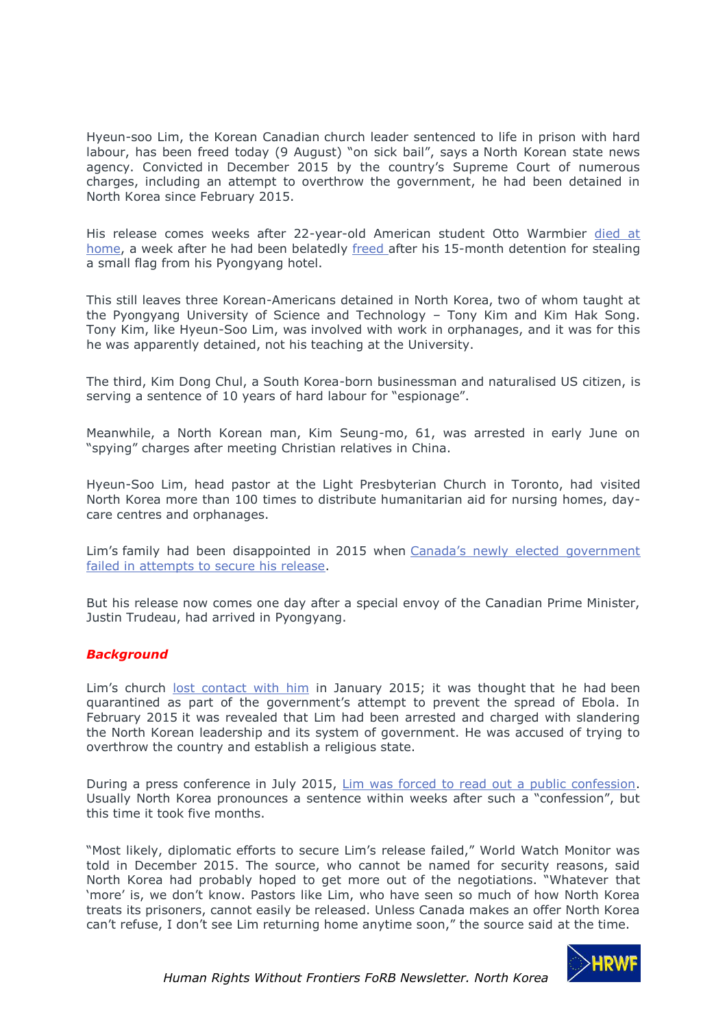Hyeun-soo Lim, the Korean Canadian church leader sentenced to life in prison with hard labour, has been freed today (9 August) "on sick bail", says a North Korean state news agency. Convicted in December 2015 by the country's Supreme Court of numerous charges, including an attempt to overthrow the government, he had been detained in North Korea since February 2015.

His release comes weeks after 22-year-old American student Otto Warmbier died at home, a week after he had been belatedly freed after his 15-month detention for stealing a small flag from his Pyongyang hotel.

This still leaves three Korean-Americans detained in North Korea, two of whom taught at the Pyongyang University of Science and Technology – Tony Kim and Kim Hak Song. Tony Kim, like Hyeun-Soo Lim, was involved with work in orphanages, and it was for this he was apparently detained, not his teaching at the University.

The third, Kim Dong Chul, a South Korea-born businessman and naturalised US citizen, is serving a sentence of 10 years of hard labour for "espionage".

Meanwhile, a North Korean man, Kim Seung-mo, 61, was arrested in early June on "spying" charges after meeting Christian relatives in China.

Hyeun-Soo Lim, head pastor at the Light Presbyterian Church in Toronto, had visited North Korea more than 100 times to distribute humanitarian aid for nursing homes, day-care centres and orphanages.

Lim's family had been disappointed in 2015 when Canada's newly elected government failed in attempts to secure his release.

But his release now comes one day after a special envoy of the Canadian Prime Minister, Justin Trudeau, had arrived in Pyongyang.

### ***Background***

Lim's church lost contact with him in January 2015; it was thought that he had been quarantined as part of the government's attempt to prevent the spread of Ebola. In February 2015 it was revealed that Lim had been arrested and charged with slandering the North Korean leadership and its system of government. He was accused of trying to overthrow the country and establish a religious state.

During a press conference in July 2015, Lim was forced to read out a public confession. Usually North Korea pronounces a sentence within weeks after such a "confession", but this time it took five months.

"Most likely, diplomatic efforts to secure Lim's release failed," World Watch Monitor was told in December 2015. The source, who cannot be named for security reasons, said North Korea had probably hoped to get more out of the negotiations. "Whatever that 'more' is, we don't know. Pastors like Lim, who have seen so much of how North Korea treats its prisoners, cannot easily be released. Unless Canada makes an offer North Korea can't refuse, I don't see Lim returning home anytime soon," the source said at the time.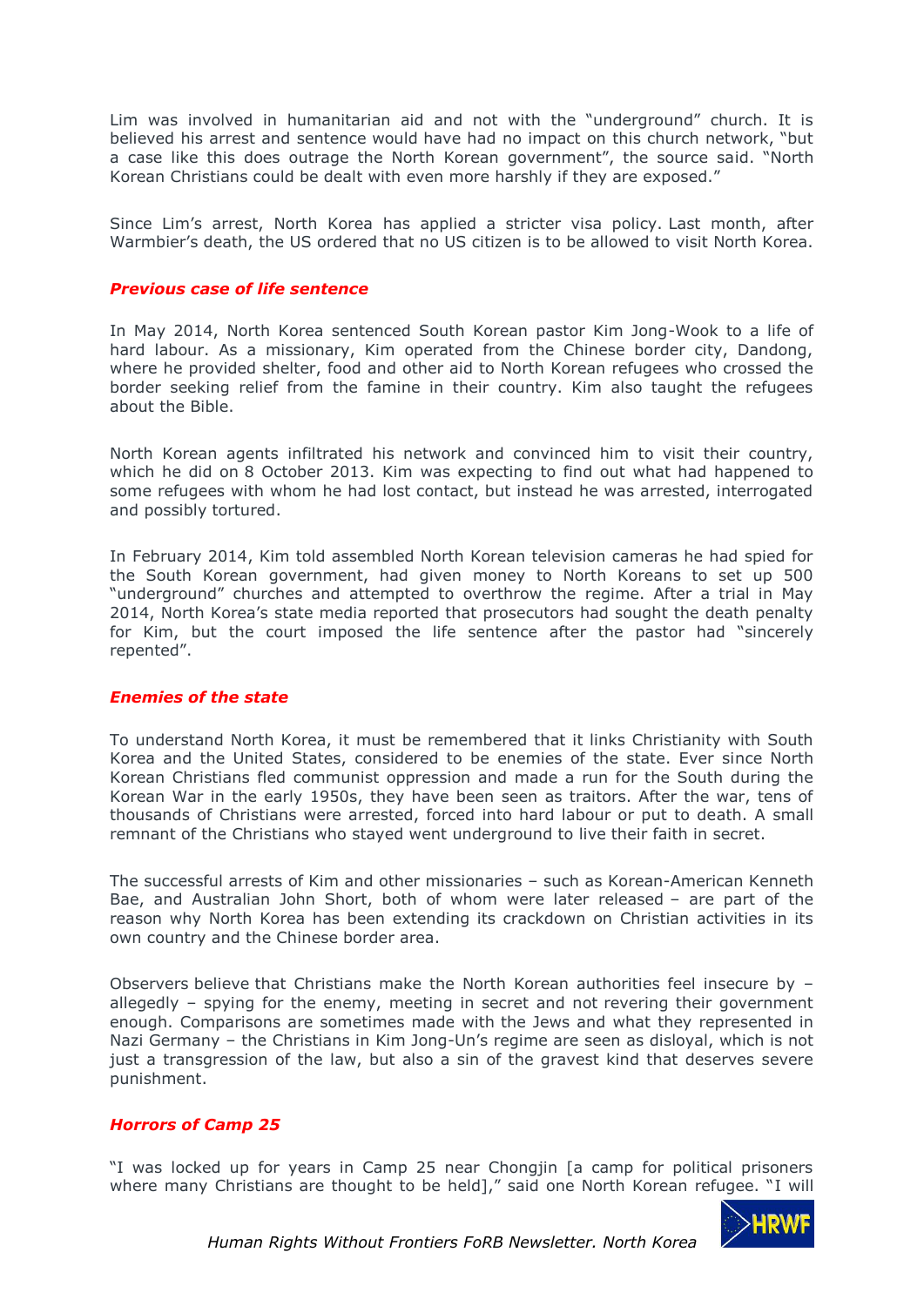Lim was involved in humanitarian aid and not with the "underground" church. It is believed his arrest and sentence would have had no impact on this church network, "but a case like this does outrage the North Korean government", the source said. "North Korean Christians could be dealt with even more harshly if they are exposed."

Since Lim's arrest, North Korea has applied a stricter visa policy. Last month, after Warmbier's death, the US ordered that no US citizen is to be allowed to visit North Korea.

### *Previous case of life sentence*

In May 2014, North Korea sentenced South Korean pastor Kim Jong-Wook to a life of hard labour. As a missionary, Kim operated from the Chinese border city, Dandong, where he provided shelter, food and other aid to North Korean refugees who crossed the border seeking relief from the famine in their country. Kim also taught the refugees about the Bible.

North Korean agents infiltrated his network and convinced him to visit their country, which he did on 8 October 2013. Kim was expecting to find out what had happened to some refugees with whom he had lost contact, but instead he was arrested, interrogated and possibly tortured.

In February 2014, Kim told assembled North Korean television cameras he had spied for the South Korean government, had given money to North Koreans to set up 500 "underground" churches and attempted to overthrow the regime. After a trial in May 2014, North Korea's state media reported that prosecutors had sought the death penalty for Kim, but the court imposed the life sentence after the pastor had "sincerely repented".

### *Enemies of the state*

To understand North Korea, it must be remembered that it links Christianity with South Korea and the United States, considered to be enemies of the state. Ever since North Korean Christians fled communist oppression and made a run for the South during the Korean War in the early 1950s, they have been seen as traitors. After the war, tens of thousands of Christians were arrested, forced into hard labour or put to death. A small remnant of the Christians who stayed went underground to live their faith in secret.

The successful arrests of Kim and other missionaries – such as Korean-American Kenneth Bae, and Australian John Short, both of whom were later released – are part of the reason why North Korea has been extending its crackdown on Christian activities in its own country and the Chinese border area.

Observers believe that Christians make the North Korean authorities feel insecure by – allegedly – spying for the enemy, meeting in secret and not revering their government enough. Comparisons are sometimes made with the Jews and what they represented in Nazi Germany – the Christians in Kim Jong-Un's regime are seen as disloyal, which is not just a transgression of the law, but also a sin of the gravest kind that deserves severe punishment.

### *Horrors of Camp 25*

"I was locked up for years in Camp 25 near Chongjin [a camp for political prisoners where many Christians are thought to be held]," said one North Korean refugee. "I will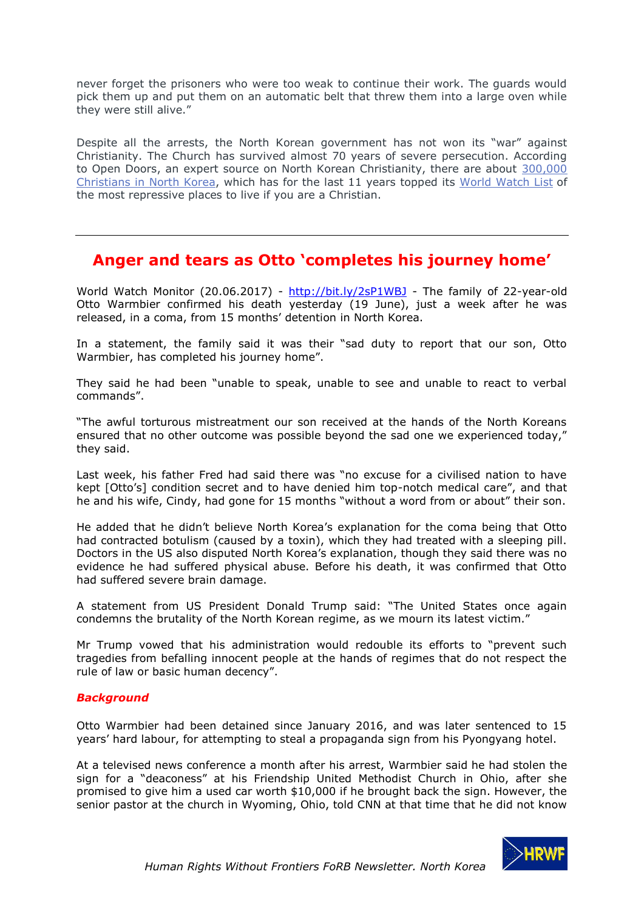never forget the prisoners who were too weak to continue their work. The guards would pick them up and put them on an automatic belt that threw them into a large oven while they were still alive."

Despite all the arrests, the North Korean government has not won its "war" against Christianity. The Church has survived almost 70 years of severe persecution. According to Open Doors, an expert source on North Korean Christianity, there are about [300,000 Christians in North Korea](), which has for the last 11 years topped its [World Watch List]() of the most repressive places to live if you are a Christian.

---

## Anger and tears as Otto 'completes his journey home'

World Watch Monitor (20.06.2017) - http://bit.ly/2sP1WBJ - The family of 22-year-old Otto Warmbier confirmed his death yesterday (19 June), just a week after he was released, in a coma, from 15 months' detention in North Korea.

In a statement, the family said it was their "sad duty to report that our son, Otto Warmbier, has completed his journey home".

They said he had been "unable to speak, unable to see and unable to react to verbal commands".

"The awful torturous mistreatment our son received at the hands of the North Koreans ensured that no other outcome was possible beyond the sad one we experienced today," they said.

Last week, his father Fred had said there was "no excuse for a civilised nation to have kept [Otto's] condition secret and to have denied him top-notch medical care", and that he and his wife, Cindy, had gone for 15 months "without a word from or about" their son.

He added that he didn't believe North Korea's explanation for the coma being that Otto had contracted botulism (caused by a toxin), which they had treated with a sleeping pill. Doctors in the US also disputed North Korea's explanation, though they said there was no evidence he had suffered physical abuse. Before his death, it was confirmed that Otto had suffered severe brain damage.

A statement from US President Donald Trump said: "The United States once again condemns the brutality of the North Korean regime, as we mourn its latest victim."

Mr Trump vowed that his administration would redouble its efforts to "prevent such tragedies from befalling innocent people at the hands of regimes that do not respect the rule of law or basic human decency".

***Background***

Otto Warmbier had been detained since January 2016, and was later sentenced to 15 years' hard labour, for attempting to steal a propaganda sign from his Pyongyang hotel.

At a televised news conference a month after his arrest, Warmbier said he had stolen the sign for a "deaconess" at his Friendship United Methodist Church in Ohio, after she promised to give him a used car worth $10,000 if he brought back the sign. However, the senior pastor at the church in Wyoming, Ohio, told CNN at that time that he did not know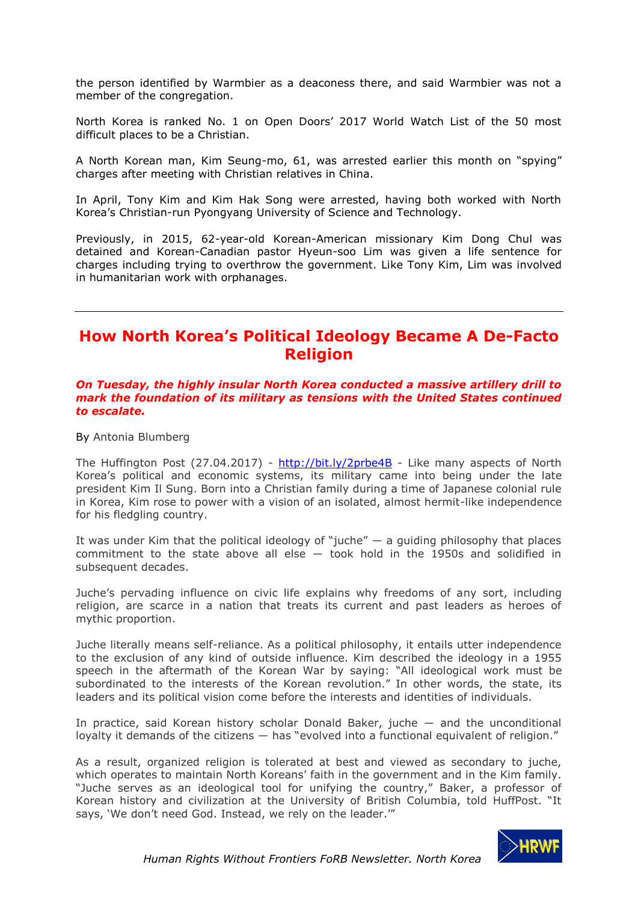the person identified by Warmbier as a deaconess there, and said Warmbier was not a member of the congregation.

North Korea is ranked No. 1 on Open Doors' 2017 World Watch List of the 50 most difficult places to be a Christian.

A North Korean man, Kim Seung-mo, 61, was arrested earlier this month on "spying" charges after meeting with Christian relatives in China.

In April, Tony Kim and Kim Hak Song were arrested, having both worked with North Korea's Christian-run Pyongyang University of Science and Technology.

Previously, in 2015, 62-year-old Korean-American missionary Kim Dong Chul was detained and Korean-Canadian pastor Hyeun-soo Lim was given a life sentence for charges including trying to overthrow the government. Like Tony Kim, Lim was involved in humanitarian work with orphanages.

---

## How North Korea's Political Ideology Became A De-Facto Religion

***On Tuesday, the highly insular North Korea conducted a massive artillery drill to mark the foundation of its military as tensions with the United States continued to escalate.***

By Antonia Blumberg

The Huffington Post (27.04.2017) - http://bit.ly/2prbe4B - Like many aspects of North Korea's political and economic systems, its military came into being under the late president Kim Il Sung. Born into a Christian family during a time of Japanese colonial rule in Korea, Kim rose to power with a vision of an isolated, almost hermit-like independence for his fledgling country.

It was under Kim that the political ideology of "juche" — a guiding philosophy that places commitment to the state above all else — took hold in the 1950s and solidified in subsequent decades.

Juche's pervading influence on civic life explains why freedoms of any sort, including religion, are scarce in a nation that treats its current and past leaders as heroes of mythic proportion.

Juche literally means self-reliance. As a political philosophy, it entails utter independence to the exclusion of any kind of outside influence. Kim described the ideology in a 1955 speech in the aftermath of the Korean War by saying: "All ideological work must be subordinated to the interests of the Korean revolution." In other words, the state, its leaders and its political vision come before the interests and identities of individuals.

In practice, said Korean history scholar Donald Baker, juche — and the unconditional loyalty it demands of the citizens — has "evolved into a functional equivalent of religion."

As a result, organized religion is tolerated at best and viewed as secondary to juche, which operates to maintain North Koreans' faith in the government and in the Kim family. "Juche serves as an ideological tool for unifying the country," Baker, a professor of Korean history and civilization at the University of British Columbia, told HuffPost. "It says, 'We don't need God. Instead, we rely on the leader.'"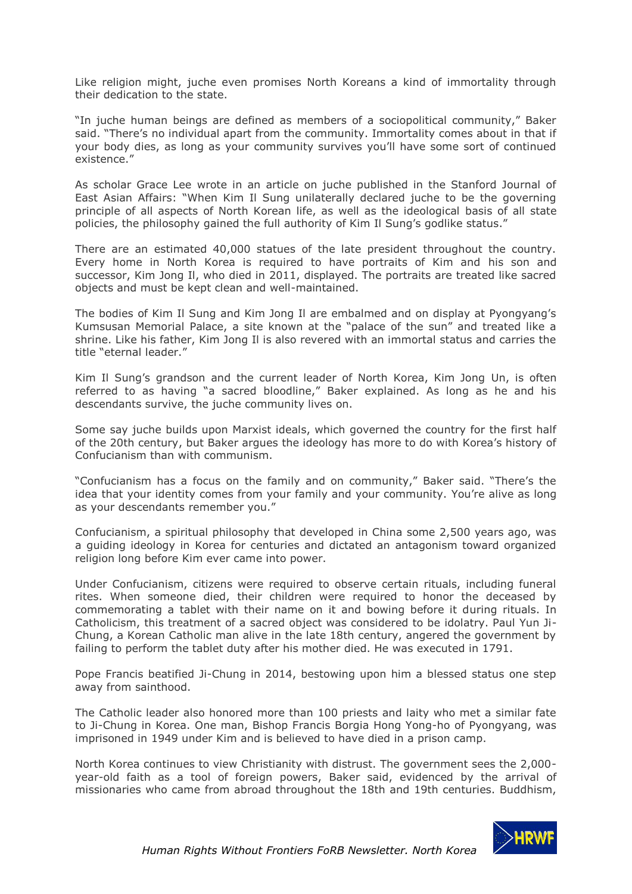Like religion might, juche even promises North Koreans a kind of immortality through their dedication to the state.

"In juche human beings are defined as members of a sociopolitical community," Baker said. "There's no individual apart from the community. Immortality comes about in that if your body dies, as long as your community survives you'll have some sort of continued existence."

As scholar Grace Lee wrote in an article on juche published in the Stanford Journal of East Asian Affairs: "When Kim Il Sung unilaterally declared juche to be the governing principle of all aspects of North Korean life, as well as the ideological basis of all state policies, the philosophy gained the full authority of Kim Il Sung's godlike status."

There are an estimated 40,000 statues of the late president throughout the country. Every home in North Korea is required to have portraits of Kim and his son and successor, Kim Jong Il, who died in 2011, displayed. The portraits are treated like sacred objects and must be kept clean and well-maintained.

The bodies of Kim Il Sung and Kim Jong Il are embalmed and on display at Pyongyang's Kumsusan Memorial Palace, a site known at the "palace of the sun" and treated like a shrine. Like his father, Kim Jong Il is also revered with an immortal status and carries the title "eternal leader."

Kim Il Sung's grandson and the current leader of North Korea, Kim Jong Un, is often referred to as having "a sacred bloodline," Baker explained. As long as he and his descendants survive, the juche community lives on.

Some say juche builds upon Marxist ideals, which governed the country for the first half of the 20th century, but Baker argues the ideology has more to do with Korea's history of Confucianism than with communism.

"Confucianism has a focus on the family and on community," Baker said. "There's the idea that your identity comes from your family and your community. You're alive as long as your descendants remember you."

Confucianism, a spiritual philosophy that developed in China some 2,500 years ago, was a guiding ideology in Korea for centuries and dictated an antagonism toward organized religion long before Kim ever came into power.

Under Confucianism, citizens were required to observe certain rituals, including funeral rites. When someone died, their children were required to honor the deceased by commemorating a tablet with their name on it and bowing before it during rituals. In Catholicism, this treatment of a sacred object was considered to be idolatry. Paul Yun Ji-Chung, a Korean Catholic man alive in the late 18th century, angered the government by failing to perform the tablet duty after his mother died. He was executed in 1791.

Pope Francis beatified Ji-Chung in 2014, bestowing upon him a blessed status one step away from sainthood.

The Catholic leader also honored more than 100 priests and laity who met a similar fate to Ji-Chung in Korea. One man, Bishop Francis Borgia Hong Yong-ho of Pyongyang, was imprisoned in 1949 under Kim and is believed to have died in a prison camp.

North Korea continues to view Christianity with distrust. The government sees the 2,000-year-old faith as a tool of foreign powers, Baker said, evidenced by the arrival of missionaries who came from abroad throughout the 18th and 19th centuries. Buddhism,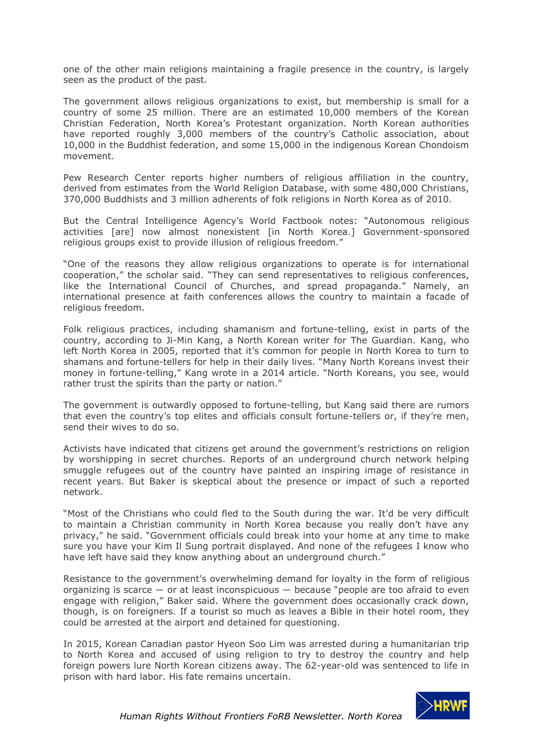one of the other main religions maintaining a fragile presence in the country, is largely seen as the product of the past.

The government allows religious organizations to exist, but membership is small for a country of some 25 million. There are an estimated 10,000 members of the Korean Christian Federation, North Korea's Protestant organization. North Korean authorities have reported roughly 3,000 members of the country's Catholic association, about 10,000 in the Buddhist federation, and some 15,000 in the indigenous Korean Chondoism movement.

Pew Research Center reports higher numbers of religious affiliation in the country, derived from estimates from the World Religion Database, with some 480,000 Christians, 370,000 Buddhists and 3 million adherents of folk religions in North Korea as of 2010.

But the Central Intelligence Agency's World Factbook notes: "Autonomous religious activities [are] now almost nonexistent [in North Korea.] Government-sponsored religious groups exist to provide illusion of religious freedom."

"One of the reasons they allow religious organizations to operate is for international cooperation," the scholar said. "They can send representatives to religious conferences, like the International Council of Churches, and spread propaganda." Namely, an international presence at faith conferences allows the country to maintain a facade of religious freedom.

Folk religious practices, including shamanism and fortune-telling, exist in parts of the country, according to Ji-Min Kang, a North Korean writer for The Guardian. Kang, who left North Korea in 2005, reported that it's common for people in North Korea to turn to shamans and fortune-tellers for help in their daily lives. "Many North Koreans invest their money in fortune-telling," Kang wrote in a 2014 article. "North Koreans, you see, would rather trust the spirits than the party or nation."

The government is outwardly opposed to fortune-telling, but Kang said there are rumors that even the country's top elites and officials consult fortune-tellers or, if they're men, send their wives to do so.

Activists have indicated that citizens get around the government's restrictions on religion by worshipping in secret churches. Reports of an underground church network helping smuggle refugees out of the country have painted an inspiring image of resistance in recent years. But Baker is skeptical about the presence or impact of such a reported network.

"Most of the Christians who could fled to the South during the war. It'd be very difficult to maintain a Christian community in North Korea because you really don't have any privacy," he said. "Government officials could break into your home at any time to make sure you have your Kim Il Sung portrait displayed. And none of the refugees I know who have left have said they know anything about an underground church."

Resistance to the government's overwhelming demand for loyalty in the form of religious organizing is scarce — or at least inconspicuous — because "people are too afraid to even engage with religion," Baker said. Where the government does occasionally crack down, though, is on foreigners. If a tourist so much as leaves a Bible in their hotel room, they could be arrested at the airport and detained for questioning.

In 2015, Korean Canadian pastor Hyeon Soo Lim was arrested during a humanitarian trip to North Korea and accused of using religion to try to destroy the country and help foreign powers lure North Korean citizens away. The 62-year-old was sentenced to life in prison with hard labor. His fate remains uncertain.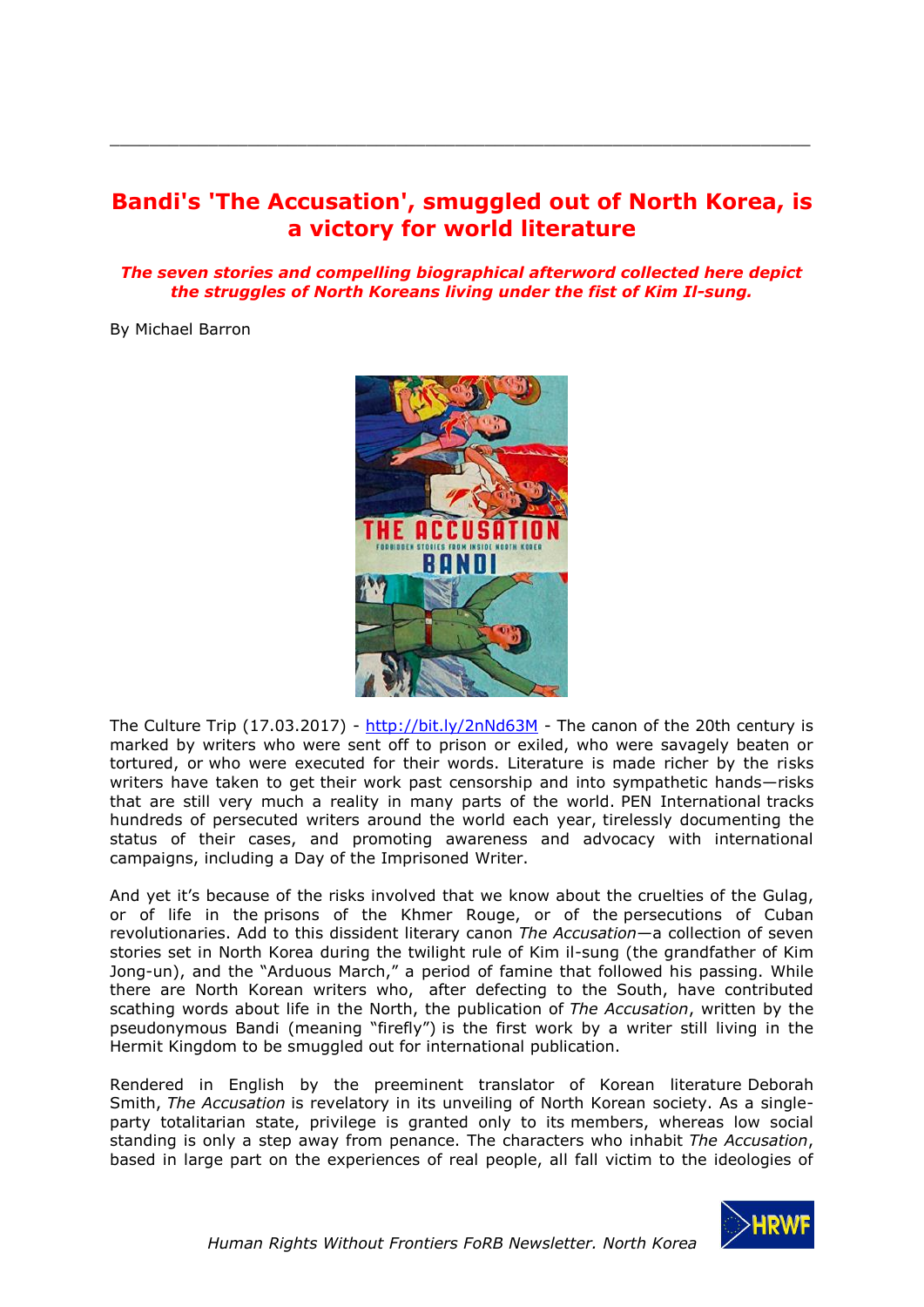# Bandi's 'The Accusation', smuggled out of North Korea, is a victory for world literature

***The seven stories and compelling biographical afterword collected here depict the struggles of North Koreans living under the fist of Kim Il-sung.***

By Michael Barron

The Culture Trip (17.03.2017) - http://bit.ly/2nNd63M - The canon of the 20th century is marked by writers who were sent off to prison or exiled, who were savagely beaten or tortured, or who were executed for their words. Literature is made richer by the risks writers have taken to get their work past censorship and into sympathetic hands—risks that are still very much a reality in many parts of the world. PEN International tracks hundreds of persecuted writers around the world each year, tirelessly documenting the status of their cases, and promoting awareness and advocacy with international campaigns, including a Day of the Imprisoned Writer.

And yet it's because of the risks involved that we know about the cruelties of the Gulag, or of life in the prisons of the Khmer Rouge, or of the persecutions of Cuban revolutionaries. Add to this dissident literary canon *The Accusation*—a collection of seven stories set in North Korea during the twilight rule of Kim il-sung (the grandfather of Kim Jong-un), and the "Arduous March," a period of famine that followed his passing. While there are North Korean writers who, after defecting to the South, have contributed scathing words about life in the North, the publication of *The Accusation*, written by the pseudonymous Bandi (meaning "firefly") is the first work by a writer still living in the Hermit Kingdom to be smuggled out for international publication.

Rendered in English by the preeminent translator of Korean literature Deborah Smith, *The Accusation* is revelatory in its unveiling of North Korean society. As a single-party totalitarian state, privilege is granted only to its members, whereas low social standing is only a step away from penance. The characters who inhabit *The Accusation*, based in large part on the experiences of real people, all fall victim to the ideologies of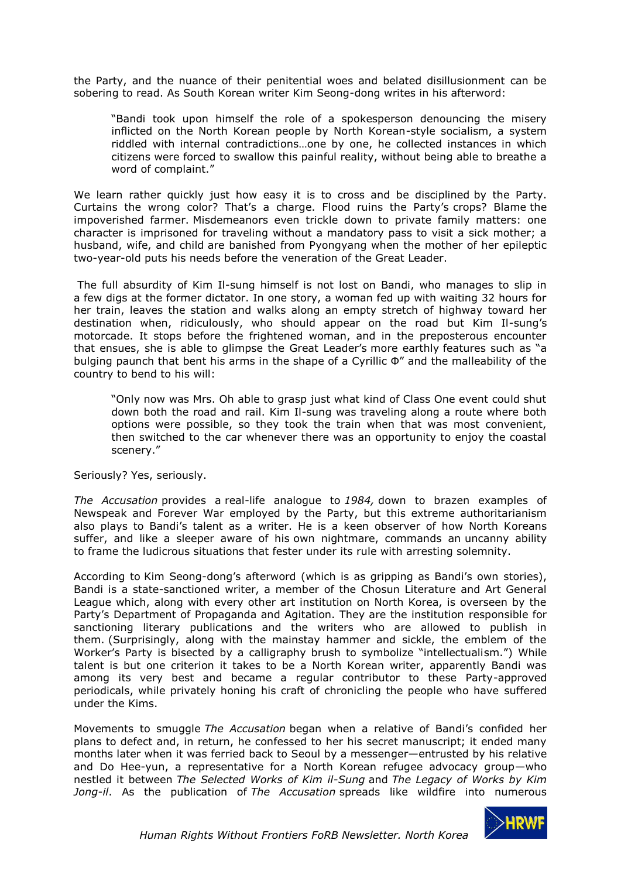the Party, and the nuance of their penitential woes and belated disillusionment can be sobering to read. As South Korean writer Kim Seong-dong writes in his afterword:

> "Bandi took upon himself the role of a spokesperson denouncing the misery inflicted on the North Korean people by North Korean-style socialism, a system riddled with internal contradictions…one by one, he collected instances in which citizens were forced to swallow this painful reality, without being able to breathe a word of complaint."

We learn rather quickly just how easy it is to cross and be disciplined by the Party. Curtains the wrong color? That's a charge. Flood ruins the Party's crops? Blame the impoverished farmer. Misdemeanors even trickle down to private family matters: one character is imprisoned for traveling without a mandatory pass to visit a sick mother; a husband, wife, and child are banished from Pyongyang when the mother of her epileptic two-year-old puts his needs before the veneration of the Great Leader.

The full absurdity of Kim Il-sung himself is not lost on Bandi, who manages to slip in a few digs at the former dictator. In one story, a woman fed up with waiting 32 hours for her train, leaves the station and walks along an empty stretch of highway toward her destination when, ridiculously, who should appear on the road but Kim Il-sung's motorcade. It stops before the frightened woman, and in the preposterous encounter that ensues, she is able to glimpse the Great Leader's more earthly features such as "a bulging paunch that bent his arms in the shape of a Cyrillic Ф" and the malleability of the country to bend to his will:

> "Only now was Mrs. Oh able to grasp just what kind of Class One event could shut down both the road and rail. Kim Il-sung was traveling along a route where both options were possible, so they took the train when that was most convenient, then switched to the car whenever there was an opportunity to enjoy the coastal scenery."

Seriously? Yes, seriously.

*The Accusation* provides a real-life analogue to *1984,* down to brazen examples of Newspeak and Forever War employed by the Party, but this extreme authoritarianism also plays to Bandi's talent as a writer. He is a keen observer of how North Koreans suffer, and like a sleeper aware of his own nightmare, commands an uncanny ability to frame the ludicrous situations that fester under its rule with arresting solemnity.

According to Kim Seong-dong's afterword (which is as gripping as Bandi's own stories), Bandi is a state-sanctioned writer, a member of the Chosun Literature and Art General League which, along with every other art institution on North Korea, is overseen by the Party's Department of Propaganda and Agitation. They are the institution responsible for sanctioning literary publications and the writers who are allowed to publish in them. (Surprisingly, along with the mainstay hammer and sickle, the emblem of the Worker's Party is bisected by a calligraphy brush to symbolize "intellectualism.") While talent is but one criterion it takes to be a North Korean writer, apparently Bandi was among its very best and became a regular contributor to these Party-approved periodicals, while privately honing his craft of chronicling the people who have suffered under the Kims.

Movements to smuggle *The Accusation* began when a relative of Bandi's confided her plans to defect and, in return, he confessed to her his secret manuscript; it ended many months later when it was ferried back to Seoul by a messenger—entrusted by his relative and Do Hee-yun, a representative for a North Korean refugee advocacy group—who nestled it between *The Selected Works of Kim il-Sung* and *The Legacy of Works by Kim Jong-il*. As the publication of *The Accusation* spreads like wildfire into numerous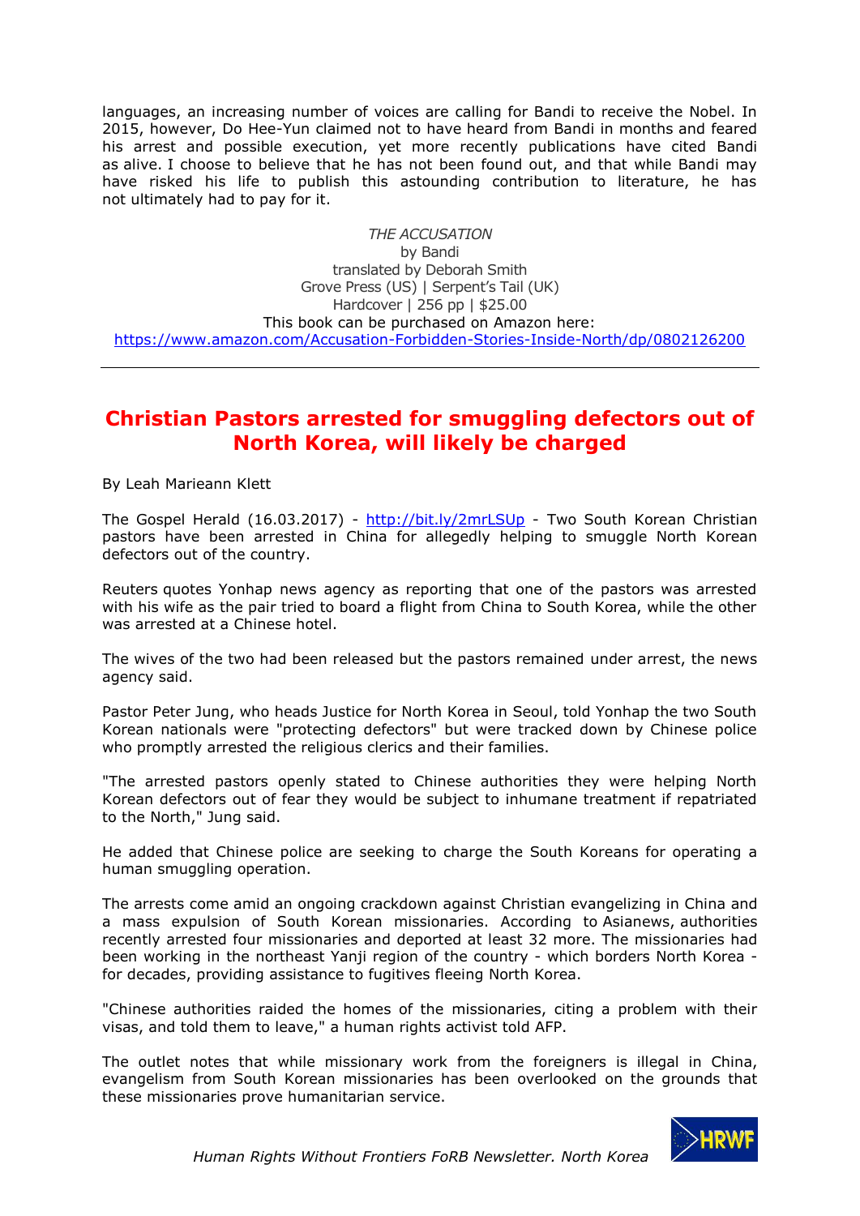languages, an increasing number of voices are calling for Bandi to receive the Nobel. In 2015, however, Do Hee-Yun claimed not to have heard from Bandi in months and feared his arrest and possible execution, yet more recently publications have cited Bandi as alive. I choose to believe that he has not been found out, and that while Bandi may have risked his life to publish this astounding contribution to literature, he has not ultimately had to pay for it.

*THE ACCUSATION*
by Bandi
translated by Deborah Smith
Grove Press (US) | Serpent's Tail (UK)
Hardcover | 256 pp | $25.00
This book can be purchased on Amazon here:
https://www.amazon.com/Accusation-Forbidden-Stories-Inside-North/dp/0802126200

---

## Christian Pastors arrested for smuggling defectors out of North Korea, will likely be charged

By Leah Marieann Klett

The Gospel Herald (16.03.2017) - http://bit.ly/2mrLSUp - Two South Korean Christian pastors have been arrested in China for allegedly helping to smuggle North Korean defectors out of the country.

Reuters quotes Yonhap news agency as reporting that one of the pastors was arrested with his wife as the pair tried to board a flight from China to South Korea, while the other was arrested at a Chinese hotel.

The wives of the two had been released but the pastors remained under arrest, the news agency said.

Pastor Peter Jung, who heads Justice for North Korea in Seoul, told Yonhap the two South Korean nationals were "protecting defectors" but were tracked down by Chinese police who promptly arrested the religious clerics and their families.

"The arrested pastors openly stated to Chinese authorities they were helping North Korean defectors out of fear they would be subject to inhumane treatment if repatriated to the North," Jung said.

He added that Chinese police are seeking to charge the South Koreans for operating a human smuggling operation.

The arrests come amid an ongoing crackdown against Christian evangelizing in China and a mass expulsion of South Korean missionaries. According to Asianews, authorities recently arrested four missionaries and deported at least 32 more. The missionaries had been working in the northeast Yanji region of the country - which borders North Korea - for decades, providing assistance to fugitives fleeing North Korea.

"Chinese authorities raided the homes of the missionaries, citing a problem with their visas, and told them to leave," a human rights activist told AFP.

The outlet notes that while missionary work from the foreigners is illegal in China, evangelism from South Korean missionaries has been overlooked on the grounds that these missionaries prove humanitarian service.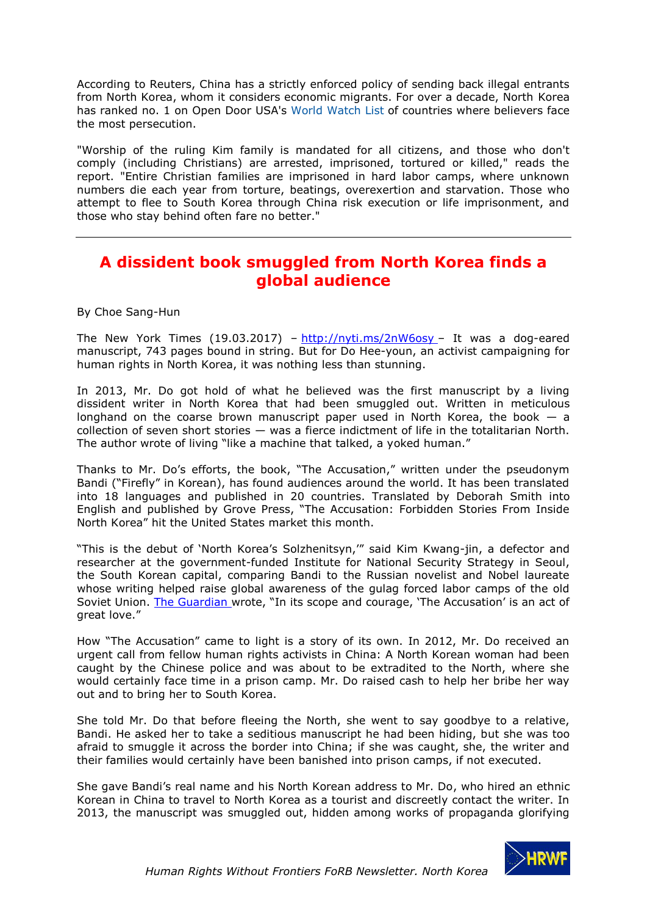According to Reuters, China has a strictly enforced policy of sending back illegal entrants from North Korea, whom it considers economic migrants. For over a decade, North Korea has ranked no. 1 on Open Door USA's World Watch List of countries where believers face the most persecution.

"Worship of the ruling Kim family is mandated for all citizens, and those who don't comply (including Christians) are arrested, imprisoned, tortured or killed," reads the report. "Entire Christian families are imprisoned in hard labor camps, where unknown numbers die each year from torture, beatings, overexertion and starvation. Those who attempt to flee to South Korea through China risk execution or life imprisonment, and those who stay behind often fare no better."

---

## A dissident book smuggled from North Korea finds a global audience

By Choe Sang-Hun

The New York Times (19.03.2017) – http://nyti.ms/2nW6osy – It was a dog-eared manuscript, 743 pages bound in string. But for Do Hee-youn, an activist campaigning for human rights in North Korea, it was nothing less than stunning.

In 2013, Mr. Do got hold of what he believed was the first manuscript by a living dissident writer in North Korea that had been smuggled out. Written in meticulous longhand on the coarse brown manuscript paper used in North Korea, the book — a collection of seven short stories — was a fierce indictment of life in the totalitarian North. The author wrote of living "like a machine that talked, a yoked human."

Thanks to Mr. Do's efforts, the book, "The Accusation," written under the pseudonym Bandi ("Firefly" in Korean), has found audiences around the world. It has been translated into 18 languages and published in 20 countries. Translated by Deborah Smith into English and published by Grove Press, "The Accusation: Forbidden Stories From Inside North Korea" hit the United States market this month.

"This is the debut of 'North Korea's Solzhenitsyn,'" said Kim Kwang-jin, a defector and researcher at the government-funded Institute for National Security Strategy in Seoul, the South Korean capital, comparing Bandi to the Russian novelist and Nobel laureate whose writing helped raise global awareness of the gulag forced labor camps of the old Soviet Union. The Guardian wrote, "In its scope and courage, 'The Accusation' is an act of great love."

How "The Accusation" came to light is a story of its own. In 2012, Mr. Do received an urgent call from fellow human rights activists in China: A North Korean woman had been caught by the Chinese police and was about to be extradited to the North, where she would certainly face time in a prison camp. Mr. Do raised cash to help her bribe her way out and to bring her to South Korea.

She told Mr. Do that before fleeing the North, she went to say goodbye to a relative, Bandi. He asked her to take a seditious manuscript he had been hiding, but she was too afraid to smuggle it across the border into China; if she was caught, she, the writer and their families would certainly have been banished into prison camps, if not executed.

She gave Bandi's real name and his North Korean address to Mr. Do, who hired an ethnic Korean in China to travel to North Korea as a tourist and discreetly contact the writer. In 2013, the manuscript was smuggled out, hidden among works of propaganda glorifying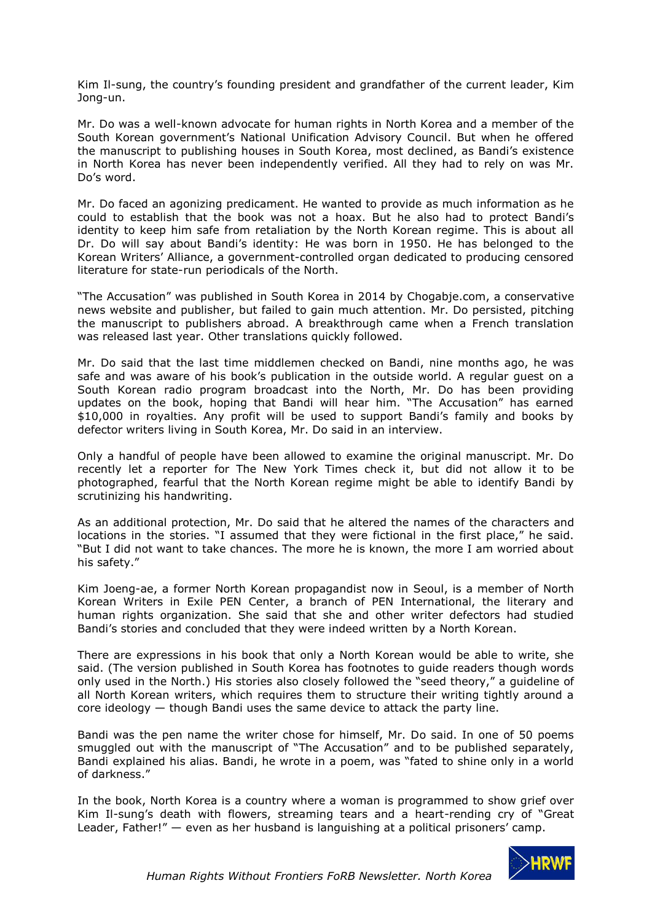Kim Il-sung, the country's founding president and grandfather of the current leader, Kim Jong-un.

Mr. Do was a well-known advocate for human rights in North Korea and a member of the South Korean government's National Unification Advisory Council. But when he offered the manuscript to publishing houses in South Korea, most declined, as Bandi's existence in North Korea has never been independently verified. All they had to rely on was Mr. Do's word.

Mr. Do faced an agonizing predicament. He wanted to provide as much information as he could to establish that the book was not a hoax. But he also had to protect Bandi's identity to keep him safe from retaliation by the North Korean regime. This is about all Dr. Do will say about Bandi's identity: He was born in 1950. He has belonged to the Korean Writers' Alliance, a government-controlled organ dedicated to producing censored literature for state-run periodicals of the North.

"The Accusation" was published in South Korea in 2014 by Chogabje.com, a conservative news website and publisher, but failed to gain much attention. Mr. Do persisted, pitching the manuscript to publishers abroad. A breakthrough came when a French translation was released last year. Other translations quickly followed.

Mr. Do said that the last time middlemen checked on Bandi, nine months ago, he was safe and was aware of his book's publication in the outside world. A regular guest on a South Korean radio program broadcast into the North, Mr. Do has been providing updates on the book, hoping that Bandi will hear him. "The Accusation" has earned $10,000 in royalties. Any profit will be used to support Bandi's family and books by defector writers living in South Korea, Mr. Do said in an interview.

Only a handful of people have been allowed to examine the original manuscript. Mr. Do recently let a reporter for The New York Times check it, but did not allow it to be photographed, fearful that the North Korean regime might be able to identify Bandi by scrutinizing his handwriting.

As an additional protection, Mr. Do said that he altered the names of the characters and locations in the stories. "I assumed that they were fictional in the first place," he said. "But I did not want to take chances. The more he is known, the more I am worried about his safety."

Kim Joeng-ae, a former North Korean propagandist now in Seoul, is a member of North Korean Writers in Exile PEN Center, a branch of PEN International, the literary and human rights organization. She said that she and other writer defectors had studied Bandi's stories and concluded that they were indeed written by a North Korean.

There are expressions in his book that only a North Korean would be able to write, she said. (The version published in South Korea has footnotes to guide readers though words only used in the North.) His stories also closely followed the "seed theory," a guideline of all North Korean writers, which requires them to structure their writing tightly around a core ideology — though Bandi uses the same device to attack the party line.

Bandi was the pen name the writer chose for himself, Mr. Do said. In one of 50 poems smuggled out with the manuscript of "The Accusation" and to be published separately, Bandi explained his alias. Bandi, he wrote in a poem, was "fated to shine only in a world of darkness."

In the book, North Korea is a country where a woman is programmed to show grief over Kim Il-sung's death with flowers, streaming tears and a heart-rending cry of "Great Leader, Father!" — even as her husband is languishing at a political prisoners' camp.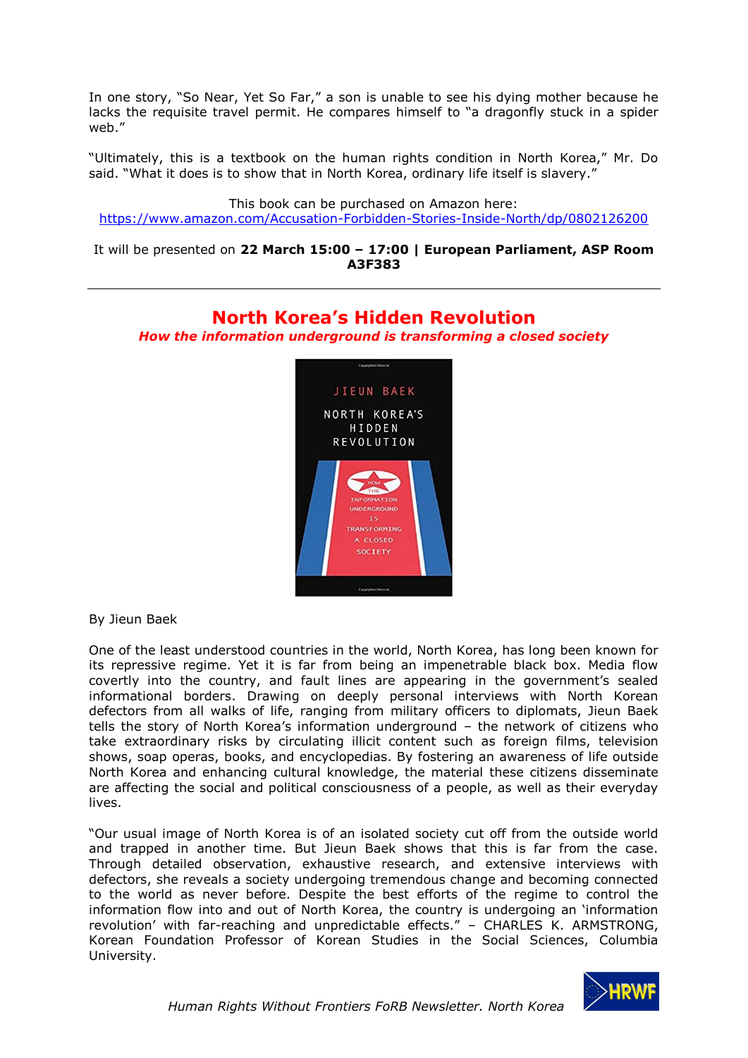In one story, "So Near, Yet So Far," a son is unable to see his dying mother because he lacks the requisite travel permit. He compares himself to "a dragonfly stuck in a spider web."

"Ultimately, this is a textbook on the human rights condition in North Korea," Mr. Do said. "What it does is to show that in North Korea, ordinary life itself is slavery."

This book can be purchased on Amazon here:
https://www.amazon.com/Accusation-Forbidden-Stories-Inside-North/dp/0802126200

It will be presented on **22 March 15:00 – 17:00 | European Parliament, ASP Room A3F383**

---

## North Korea's Hidden Revolution

***How the information underground is transforming a closed society***

By Jieun Baek

One of the least understood countries in the world, North Korea, has long been known for its repressive regime. Yet it is far from being an impenetrable black box. Media flow covertly into the country, and fault lines are appearing in the government's sealed informational borders. Drawing on deeply personal interviews with North Korean defectors from all walks of life, ranging from military officers to diplomats, Jieun Baek tells the story of North Korea's information underground – the network of citizens who take extraordinary risks by circulating illicit content such as foreign films, television shows, soap operas, books, and encyclopedias. By fostering an awareness of life outside North Korea and enhancing cultural knowledge, the material these citizens disseminate are affecting the social and political consciousness of a people, as well as their everyday lives.

"Our usual image of North Korea is of an isolated society cut off from the outside world and trapped in another time. But Jieun Baek shows that this is far from the case. Through detailed observation, exhaustive research, and extensive interviews with defectors, she reveals a society undergoing tremendous change and becoming connected to the world as never before. Despite the best efforts of the regime to control the information flow into and out of North Korea, the country is undergoing an 'information revolution' with far-reaching and unpredictable effects." – CHARLES K. ARMSTRONG, Korean Foundation Professor of Korean Studies in the Social Sciences, Columbia University.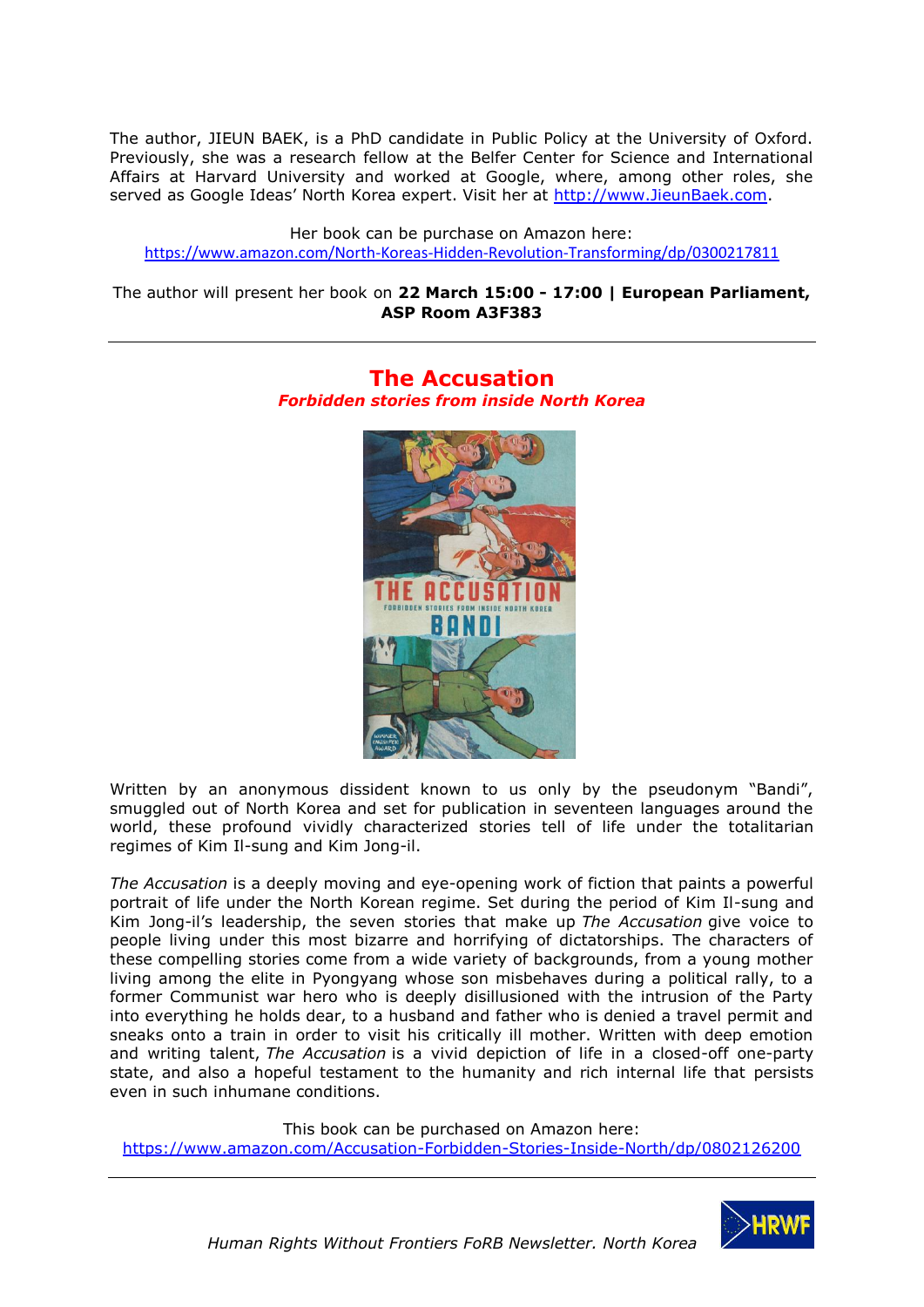The author, JIEUN BAEK, is a PhD candidate in Public Policy at the University of Oxford. Previously, she was a research fellow at the Belfer Center for Science and International Affairs at Harvard University and worked at Google, where, among other roles, she served as Google Ideas' North Korea expert. Visit her at http://www.JieunBaek.com.

Her book can be purchase on Amazon here:
https://www.amazon.com/North-Koreas-Hidden-Revolution-Transforming/dp/0300217811

The author will present her book on **22 March 15:00 - 17:00 | European Parliament, ASP Room A3F383**

---

## The Accusation

***Forbidden stories from inside North Korea***

Written by an anonymous dissident known to us only by the pseudonym "Bandi", smuggled out of North Korea and set for publication in seventeen languages around the world, these profound vividly characterized stories tell of life under the totalitarian regimes of Kim Il-sung and Kim Jong-il.

*The Accusation* is a deeply moving and eye-opening work of fiction that paints a powerful portrait of life under the North Korean regime. Set during the period of Kim Il-sung and Kim Jong-il's leadership, the seven stories that make up *The Accusation* give voice to people living under this most bizarre and horrifying of dictatorships. The characters of these compelling stories come from a wide variety of backgrounds, from a young mother living among the elite in Pyongyang whose son misbehaves during a political rally, to a former Communist war hero who is deeply disillusioned with the intrusion of the Party into everything he holds dear, to a husband and father who is denied a travel permit and sneaks onto a train in order to visit his critically ill mother. Written with deep emotion and writing talent, *The Accusation* is a vivid depiction of life in a closed-off one-party state, and also a hopeful testament to the humanity and rich internal life that persists even in such inhumane conditions.

This book can be purchased on Amazon here:
https://www.amazon.com/Accusation-Forbidden-Stories-Inside-North/dp/0802126200

---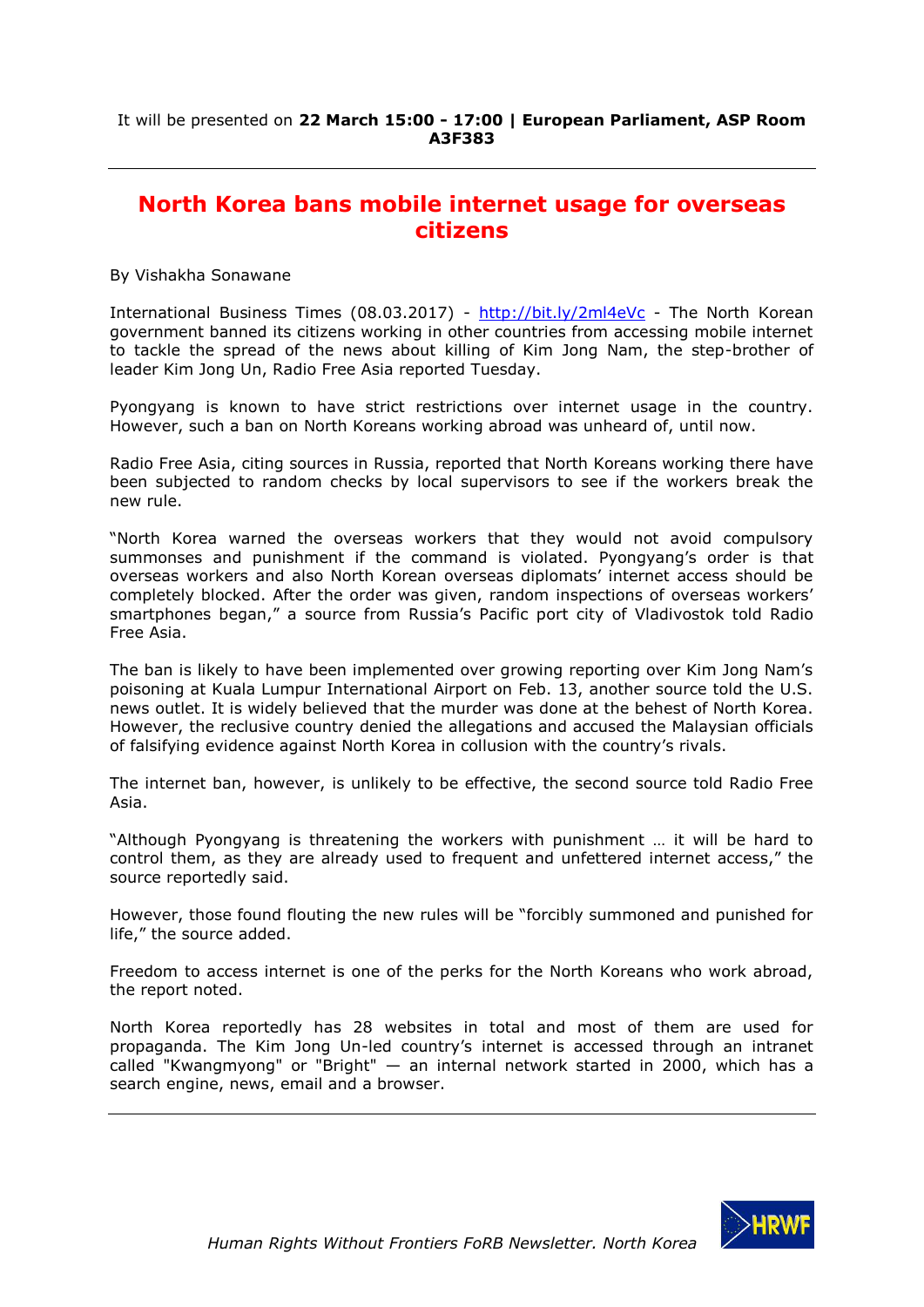It will be presented on **22 March 15:00 - 17:00 | European Parliament, ASP Room A3F383**

---

## North Korea bans mobile internet usage for overseas citizens

By Vishakha Sonawane

International Business Times (08.03.2017) - http://bit.ly/2ml4eVc - The North Korean government banned its citizens working in other countries from accessing mobile internet to tackle the spread of the news about killing of Kim Jong Nam, the step-brother of leader Kim Jong Un, Radio Free Asia reported Tuesday.

Pyongyang is known to have strict restrictions over internet usage in the country. However, such a ban on North Koreans working abroad was unheard of, until now.

Radio Free Asia, citing sources in Russia, reported that North Koreans working there have been subjected to random checks by local supervisors to see if the workers break the new rule.

"North Korea warned the overseas workers that they would not avoid compulsory summonses and punishment if the command is violated. Pyongyang's order is that overseas workers and also North Korean overseas diplomats' internet access should be completely blocked. After the order was given, random inspections of overseas workers' smartphones began," a source from Russia's Pacific port city of Vladivostok told Radio Free Asia.

The ban is likely to have been implemented over growing reporting over Kim Jong Nam's poisoning at Kuala Lumpur International Airport on Feb. 13, another source told the U.S. news outlet. It is widely believed that the murder was done at the behest of North Korea. However, the reclusive country denied the allegations and accused the Malaysian officials of falsifying evidence against North Korea in collusion with the country's rivals.

The internet ban, however, is unlikely to be effective, the second source told Radio Free Asia.

"Although Pyongyang is threatening the workers with punishment … it will be hard to control them, as they are already used to frequent and unfettered internet access," the source reportedly said.

However, those found flouting the new rules will be "forcibly summoned and punished for life," the source added.

Freedom to access internet is one of the perks for the North Koreans who work abroad, the report noted.

North Korea reportedly has 28 websites in total and most of them are used for propaganda. The Kim Jong Un-led country's internet is accessed through an intranet called "Kwangmyong" or "Bright" — an internal network started in 2000, which has a search engine, news, email and a browser.

---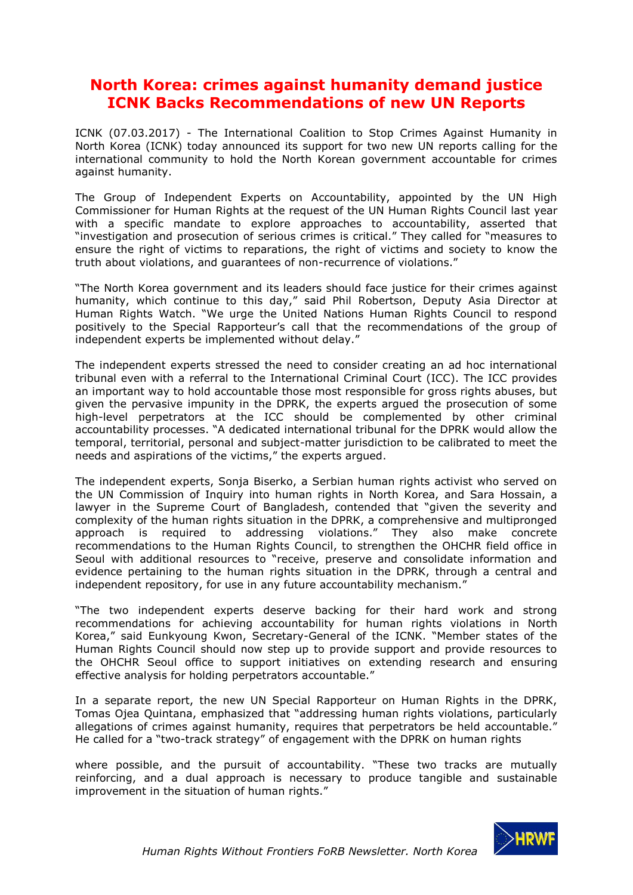# North Korea: crimes against humanity demand justice
# ICNK Backs Recommendations of new UN Reports

ICNK (07.03.2017) - The International Coalition to Stop Crimes Against Humanity in North Korea (ICNK) today announced its support for two new UN reports calling for the international community to hold the North Korean government accountable for crimes against humanity.

The Group of Independent Experts on Accountability, appointed by the UN High Commissioner for Human Rights at the request of the UN Human Rights Council last year with a specific mandate to explore approaches to accountability, asserted that "investigation and prosecution of serious crimes is critical." They called for "measures to ensure the right of victims to reparations, the right of victims and society to know the truth about violations, and guarantees of non-recurrence of violations."

"The North Korea government and its leaders should face justice for their crimes against humanity, which continue to this day," said Phil Robertson, Deputy Asia Director at Human Rights Watch. "We urge the United Nations Human Rights Council to respond positively to the Special Rapporteur's call that the recommendations of the group of independent experts be implemented without delay."

The independent experts stressed the need to consider creating an ad hoc international tribunal even with a referral to the International Criminal Court (ICC). The ICC provides an important way to hold accountable those most responsible for gross rights abuses, but given the pervasive impunity in the DPRK, the experts argued the prosecution of some high-level perpetrators at the ICC should be complemented by other criminal accountability processes. "A dedicated international tribunal for the DPRK would allow the temporal, territorial, personal and subject-matter jurisdiction to be calibrated to meet the needs and aspirations of the victims," the experts argued.

The independent experts, Sonja Biserko, a Serbian human rights activist who served on the UN Commission of Inquiry into human rights in North Korea, and Sara Hossain, a lawyer in the Supreme Court of Bangladesh, contended that "given the severity and complexity of the human rights situation in the DPRK, a comprehensive and multipronged approach is required to addressing violations." They also make concrete recommendations to the Human Rights Council, to strengthen the OHCHR field office in Seoul with additional resources to "receive, preserve and consolidate information and evidence pertaining to the human rights situation in the DPRK, through a central and independent repository, for use in any future accountability mechanism."

"The two independent experts deserve backing for their hard work and strong recommendations for achieving accountability for human rights violations in North Korea," said Eunkyoung Kwon, Secretary-General of the ICNK. "Member states of the Human Rights Council should now step up to provide support and provide resources to the OHCHR Seoul office to support initiatives on extending research and ensuring effective analysis for holding perpetrators accountable."

In a separate report, the new UN Special Rapporteur on Human Rights in the DPRK, Tomas Ojea Quintana, emphasized that "addressing human rights violations, particularly allegations of crimes against humanity, requires that perpetrators be held accountable." He called for a "two-track strategy" of engagement with the DPRK on human rights where possible, and the pursuit of accountability. "These two tracks are mutually reinforcing, and a dual approach is necessary to produce tangible and sustainable improvement in the situation of human rights."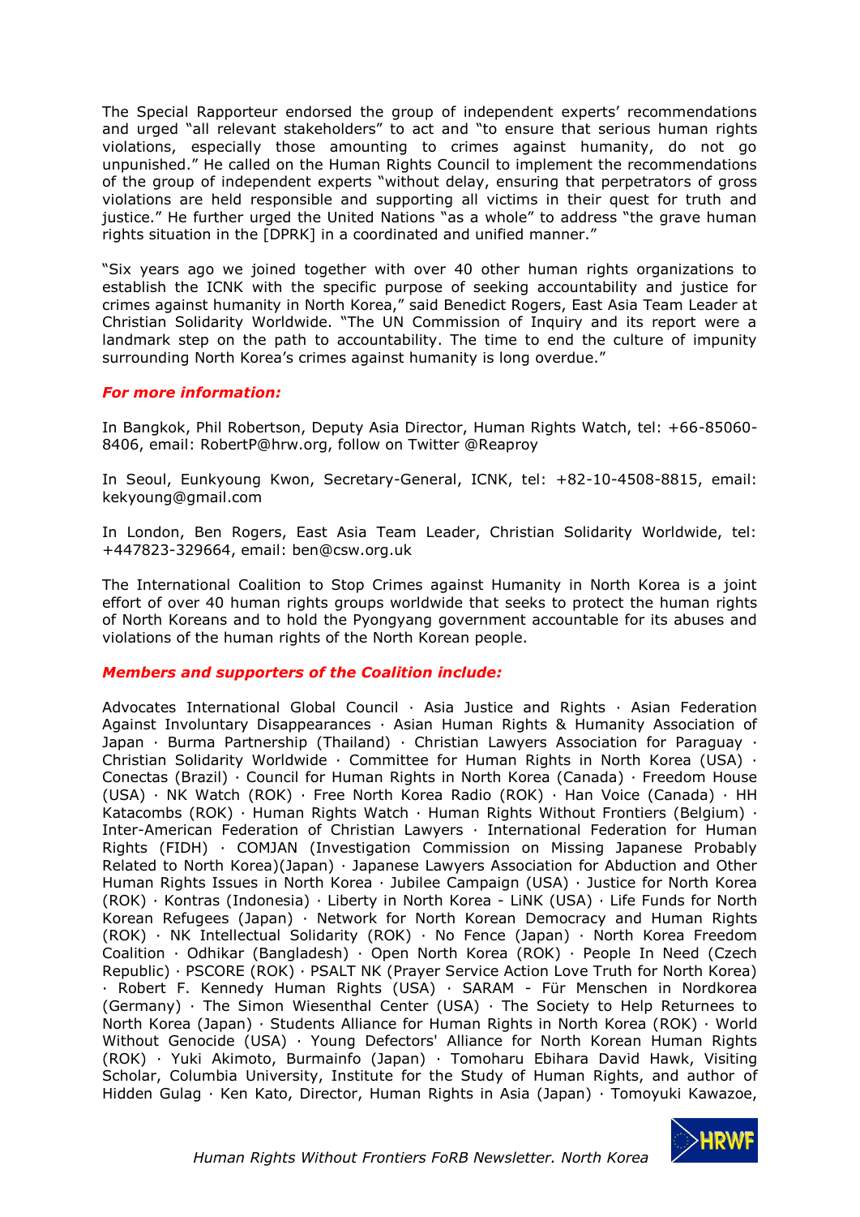The Special Rapporteur endorsed the group of independent experts' recommendations and urged "all relevant stakeholders" to act and "to ensure that serious human rights violations, especially those amounting to crimes against humanity, do not go unpunished." He called on the Human Rights Council to implement the recommendations of the group of independent experts "without delay, ensuring that perpetrators of gross violations are held responsible and supporting all victims in their quest for truth and justice." He further urged the United Nations "as a whole" to address "the grave human rights situation in the [DPRK] in a coordinated and unified manner."

"Six years ago we joined together with over 40 other human rights organizations to establish the ICNK with the specific purpose of seeking accountability and justice for crimes against humanity in North Korea," said Benedict Rogers, East Asia Team Leader at Christian Solidarity Worldwide. "The UN Commission of Inquiry and its report were a landmark step on the path to accountability. The time to end the culture of impunity surrounding North Korea's crimes against humanity is long overdue."

***For more information:***

In Bangkok, Phil Robertson, Deputy Asia Director, Human Rights Watch, tel: +66-85060-8406, email: RobertP@hrw.org, follow on Twitter @Reaproy

In Seoul, Eunkyoung Kwon, Secretary-General, ICNK, tel: +82-10-4508-8815, email: kekyoung@gmail.com

In London, Ben Rogers, East Asia Team Leader, Christian Solidarity Worldwide, tel: +447823-329664, email: ben@csw.org.uk

The International Coalition to Stop Crimes against Humanity in North Korea is a joint effort of over 40 human rights groups worldwide that seeks to protect the human rights of North Koreans and to hold the Pyongyang government accountable for its abuses and violations of the human rights of the North Korean people.

***Members and supporters of the Coalition include:***

Advocates International Global Council · Asia Justice and Rights · Asian Federation Against Involuntary Disappearances · Asian Human Rights & Humanity Association of Japan · Burma Partnership (Thailand) · Christian Lawyers Association for Paraguay · Christian Solidarity Worldwide · Committee for Human Rights in North Korea (USA) · Conectas (Brazil) · Council for Human Rights in North Korea (Canada) · Freedom House (USA) · NK Watch (ROK) · Free North Korea Radio (ROK) · Han Voice (Canada) · HH Katacombs (ROK) · Human Rights Watch · Human Rights Without Frontiers (Belgium) · Inter-American Federation of Christian Lawyers · International Federation for Human Rights (FIDH) · COMJAN (Investigation Commission on Missing Japanese Probably Related to North Korea)(Japan) · Japanese Lawyers Association for Abduction and Other Human Rights Issues in North Korea · Jubilee Campaign (USA) · Justice for North Korea (ROK) · Kontras (Indonesia) · Liberty in North Korea - LiNK (USA) · Life Funds for North Korean Refugees (Japan) · Network for North Korean Democracy and Human Rights (ROK) · NK Intellectual Solidarity (ROK) · No Fence (Japan) · North Korea Freedom Coalition · Odhikar (Bangladesh) · Open North Korea (ROK) · People In Need (Czech Republic) · PSCORE (ROK) · PSALT NK (Prayer Service Action Love Truth for North Korea) · Robert F. Kennedy Human Rights (USA) · SARAM - Für Menschen in Nordkorea (Germany) · The Simon Wiesenthal Center (USA) · The Society to Help Returnees to North Korea (Japan) · Students Alliance for Human Rights in North Korea (ROK) · World Without Genocide (USA) · Young Defectors' Alliance for North Korean Human Rights (ROK) · Yuki Akimoto, Burmainfo (Japan) · Tomoharu Ebihara David Hawk, Visiting Scholar, Columbia University, Institute for the Study of Human Rights, and author of Hidden Gulag · Ken Kato, Director, Human Rights in Asia (Japan) · Tomoyuki Kawazoe,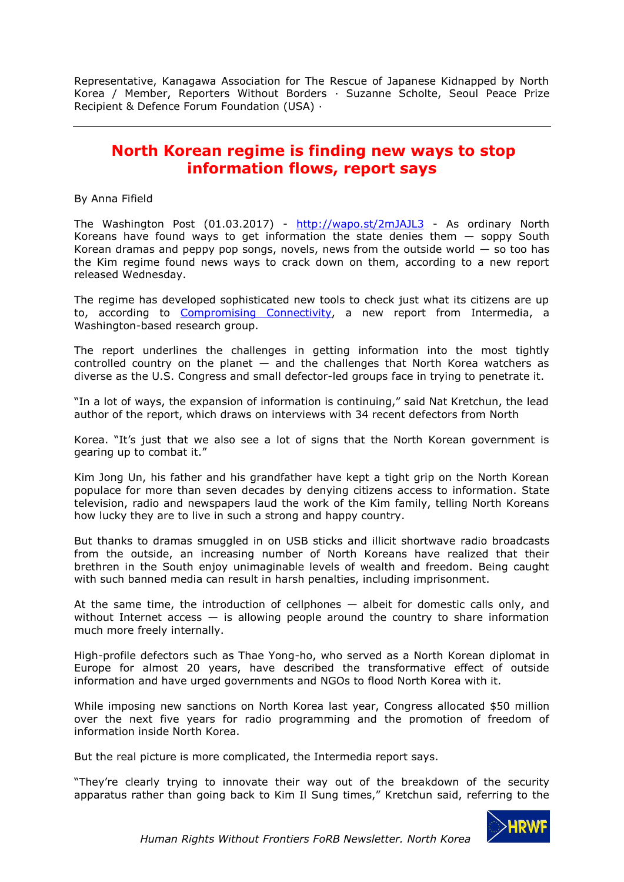Representative, Kanagawa Association for The Rescue of Japanese Kidnapped by North Korea / Member, Reporters Without Borders · Suzanne Scholte, Seoul Peace Prize Recipient & Defence Forum Foundation (USA) ·

---

## North Korean regime is finding new ways to stop information flows, report says

By Anna Fifield

The Washington Post (01.03.2017) - http://wapo.st/2mJAJL3 - As ordinary North Koreans have found ways to get information the state denies them — soppy South Korean dramas and peppy pop songs, novels, news from the outside world — so too has the Kim regime found news ways to crack down on them, according to a new report released Wednesday.

The regime has developed sophisticated new tools to check just what its citizens are up to, according to Compromising Connectivity, a new report from Intermedia, a Washington-based research group.

The report underlines the challenges in getting information into the most tightly controlled country on the planet — and the challenges that North Korea watchers as diverse as the U.S. Congress and small defector-led groups face in trying to penetrate it.

"In a lot of ways, the expansion of information is continuing," said Nat Kretchun, the lead author of the report, which draws on interviews with 34 recent defectors from North Korea. "It's just that we also see a lot of signs that the North Korean government is gearing up to combat it."

Kim Jong Un, his father and his grandfather have kept a tight grip on the North Korean populace for more than seven decades by denying citizens access to information. State television, radio and newspapers laud the work of the Kim family, telling North Koreans how lucky they are to live in such a strong and happy country.

But thanks to dramas smuggled in on USB sticks and illicit shortwave radio broadcasts from the outside, an increasing number of North Koreans have realized that their brethren in the South enjoy unimaginable levels of wealth and freedom. Being caught with such banned media can result in harsh penalties, including imprisonment.

At the same time, the introduction of cellphones — albeit for domestic calls only, and without Internet access — is allowing people around the country to share information much more freely internally.

High-profile defectors such as Thae Yong-ho, who served as a North Korean diplomat in Europe for almost 20 years, have described the transformative effect of outside information and have urged governments and NGOs to flood North Korea with it.

While imposing new sanctions on North Korea last year, Congress allocated $50 million over the next five years for radio programming and the promotion of freedom of information inside North Korea.

But the real picture is more complicated, the Intermedia report says.

"They're clearly trying to innovate their way out of the breakdown of the security apparatus rather than going back to Kim Il Sung times," Kretchun said, referring to the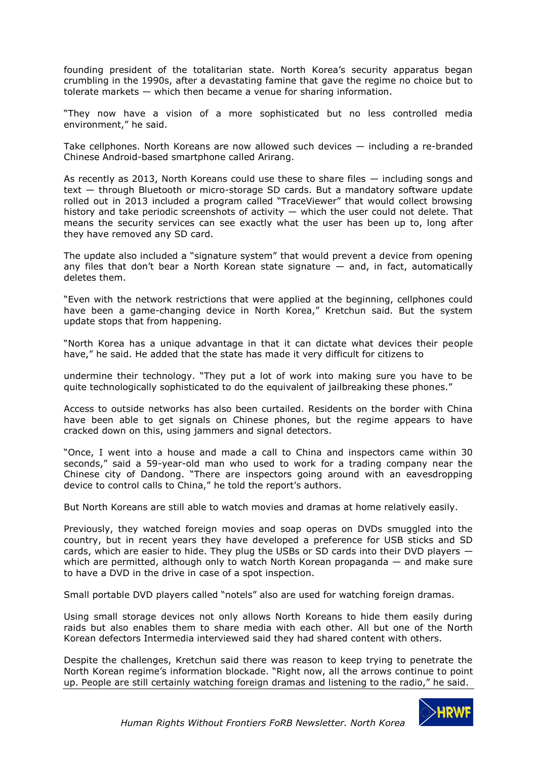founding president of the totalitarian state. North Korea's security apparatus began crumbling in the 1990s, after a devastating famine that gave the regime no choice but to tolerate markets — which then became a venue for sharing information.

"They now have a vision of a more sophisticated but no less controlled media environment," he said.

Take cellphones. North Koreans are now allowed such devices — including a re-branded Chinese Android-based smartphone called Arirang.

As recently as 2013, North Koreans could use these to share files — including songs and text — through Bluetooth or micro-storage SD cards. But a mandatory software update rolled out in 2013 included a program called "TraceViewer" that would collect browsing history and take periodic screenshots of activity — which the user could not delete. That means the security services can see exactly what the user has been up to, long after they have removed any SD card.

The update also included a "signature system" that would prevent a device from opening any files that don't bear a North Korean state signature — and, in fact, automatically deletes them.

"Even with the network restrictions that were applied at the beginning, cellphones could have been a game-changing device in North Korea," Kretchun said. But the system update stops that from happening.

"North Korea has a unique advantage in that it can dictate what devices their people have," he said. He added that the state has made it very difficult for citizens to undermine their technology. "They put a lot of work into making sure you have to be quite technologically sophisticated to do the equivalent of jailbreaking these phones."

Access to outside networks has also been curtailed. Residents on the border with China have been able to get signals on Chinese phones, but the regime appears to have cracked down on this, using jammers and signal detectors.

"Once, I went into a house and made a call to China and inspectors came within 30 seconds," said a 59-year-old man who used to work for a trading company near the Chinese city of Dandong. "There are inspectors going around with an eavesdropping device to control calls to China," he told the report's authors.

But North Koreans are still able to watch movies and dramas at home relatively easily.

Previously, they watched foreign movies and soap operas on DVDs smuggled into the country, but in recent years they have developed a preference for USB sticks and SD cards, which are easier to hide. They plug the USBs or SD cards into their DVD players — which are permitted, although only to watch North Korean propaganda — and make sure to have a DVD in the drive in case of a spot inspection.

Small portable DVD players called "notels" also are used for watching foreign dramas.

Using small storage devices not only allows North Koreans to hide them easily during raids but also enables them to share media with each other. All but one of the North Korean defectors Intermedia interviewed said they had shared content with others.

Despite the challenges, Kretchun said there was reason to keep trying to penetrate the North Korean regime's information blockade. "Right now, all the arrows continue to point up. People are still certainly watching foreign dramas and listening to the radio," he said.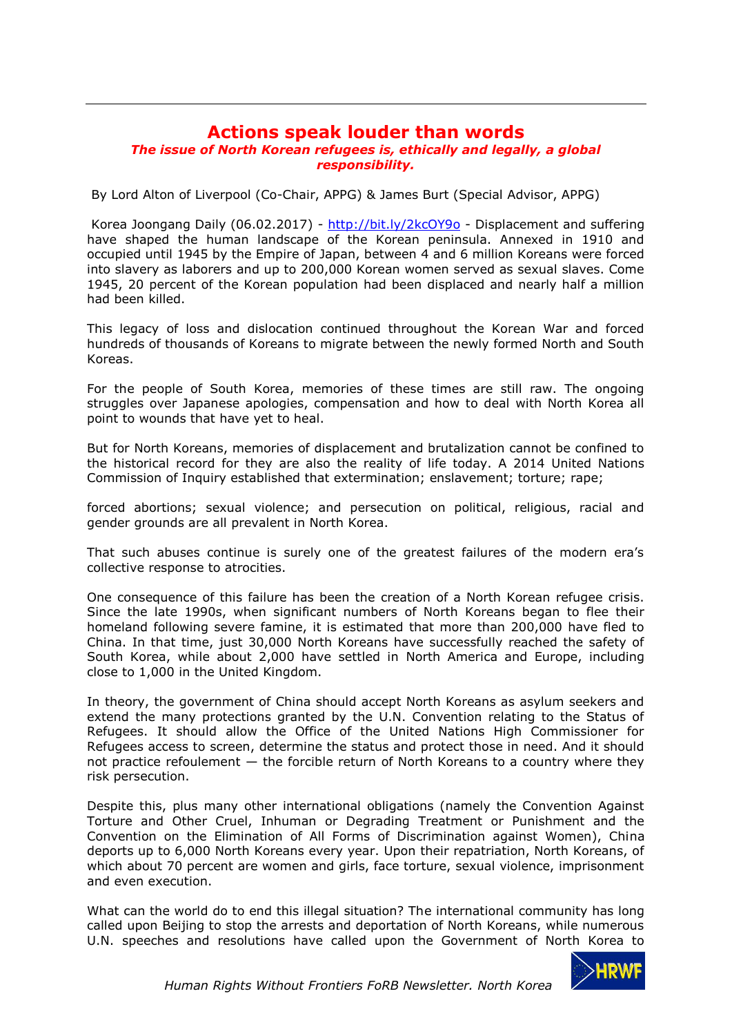# Actions speak louder than words

***The issue of North Korean refugees is, ethically and legally, a global responsibility.***

By Lord Alton of Liverpool (Co-Chair, APPG) & James Burt (Special Advisor, APPG)

Korea Joongang Daily (06.02.2017) - http://bit.ly/2kcOY9o - Displacement and suffering have shaped the human landscape of the Korean peninsula. Annexed in 1910 and occupied until 1945 by the Empire of Japan, between 4 and 6 million Koreans were forced into slavery as laborers and up to 200,000 Korean women served as sexual slaves. Come 1945, 20 percent of the Korean population had been displaced and nearly half a million had been killed.

This legacy of loss and dislocation continued throughout the Korean War and forced hundreds of thousands of Koreans to migrate between the newly formed North and South Koreas.

For the people of South Korea, memories of these times are still raw. The ongoing struggles over Japanese apologies, compensation and how to deal with North Korea all point to wounds that have yet to heal.

But for North Koreans, memories of displacement and brutalization cannot be confined to the historical record for they are also the reality of life today. A 2014 United Nations Commission of Inquiry established that extermination; enslavement; torture; rape; forced abortions; sexual violence; and persecution on political, religious, racial and gender grounds are all prevalent in North Korea.

That such abuses continue is surely one of the greatest failures of the modern era's collective response to atrocities.

One consequence of this failure has been the creation of a North Korean refugee crisis. Since the late 1990s, when significant numbers of North Koreans began to flee their homeland following severe famine, it is estimated that more than 200,000 have fled to China. In that time, just 30,000 North Koreans have successfully reached the safety of South Korea, while about 2,000 have settled in North America and Europe, including close to 1,000 in the United Kingdom.

In theory, the government of China should accept North Koreans as asylum seekers and extend the many protections granted by the U.N. Convention relating to the Status of Refugees. It should allow the Office of the United Nations High Commissioner for Refugees access to screen, determine the status and protect those in need. And it should not practice refoulement — the forcible return of North Koreans to a country where they risk persecution.

Despite this, plus many other international obligations (namely the Convention Against Torture and Other Cruel, Inhuman or Degrading Treatment or Punishment and the Convention on the Elimination of All Forms of Discrimination against Women), China deports up to 6,000 North Koreans every year. Upon their repatriation, North Koreans, of which about 70 percent are women and girls, face torture, sexual violence, imprisonment and even execution.

What can the world do to end this illegal situation? The international community has long called upon Beijing to stop the arrests and deportation of North Koreans, while numerous U.N. speeches and resolutions have called upon the Government of North Korea to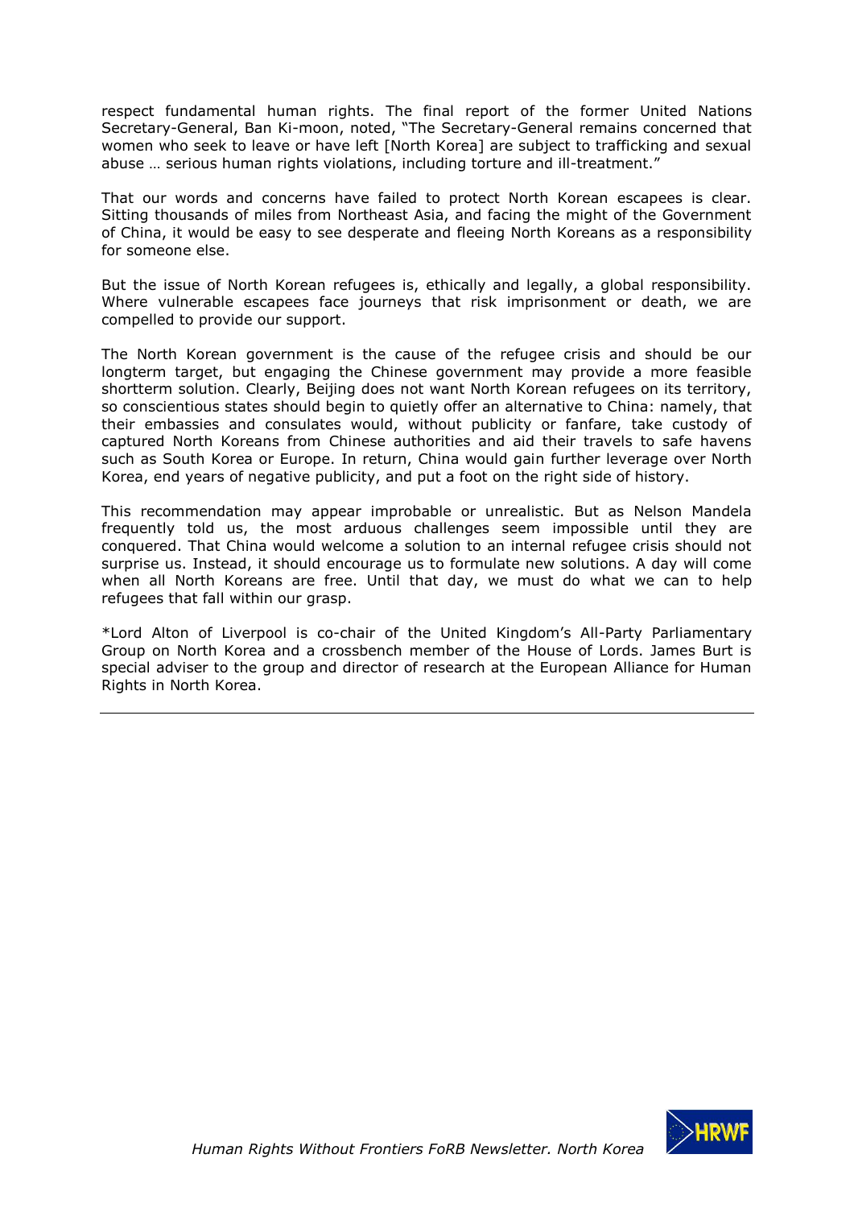respect fundamental human rights. The final report of the former United Nations Secretary-General, Ban Ki-moon, noted, "The Secretary-General remains concerned that women who seek to leave or have left [North Korea] are subject to trafficking and sexual abuse … serious human rights violations, including torture and ill-treatment."

That our words and concerns have failed to protect North Korean escapees is clear. Sitting thousands of miles from Northeast Asia, and facing the might of the Government of China, it would be easy to see desperate and fleeing North Koreans as a responsibility for someone else.

But the issue of North Korean refugees is, ethically and legally, a global responsibility. Where vulnerable escapees face journeys that risk imprisonment or death, we are compelled to provide our support.

The North Korean government is the cause of the refugee crisis and should be our longterm target, but engaging the Chinese government may provide a more feasible shortterm solution. Clearly, Beijing does not want North Korean refugees on its territory, so conscientious states should begin to quietly offer an alternative to China: namely, that their embassies and consulates would, without publicity or fanfare, take custody of captured North Koreans from Chinese authorities and aid their travels to safe havens such as South Korea or Europe. In return, China would gain further leverage over North Korea, end years of negative publicity, and put a foot on the right side of history.

This recommendation may appear improbable or unrealistic. But as Nelson Mandela frequently told us, the most arduous challenges seem impossible until they are conquered. That China would welcome a solution to an internal refugee crisis should not surprise us. Instead, it should encourage us to formulate new solutions. A day will come when all North Koreans are free. Until that day, we must do what we can to help refugees that fall within our grasp.

*Lord Alton of Liverpool is co-chair of the United Kingdom's All-Party Parliamentary Group on North Korea and a crossbench member of the House of Lords. James Burt is special adviser to the group and director of research at the European Alliance for Human Rights in North Korea.

---